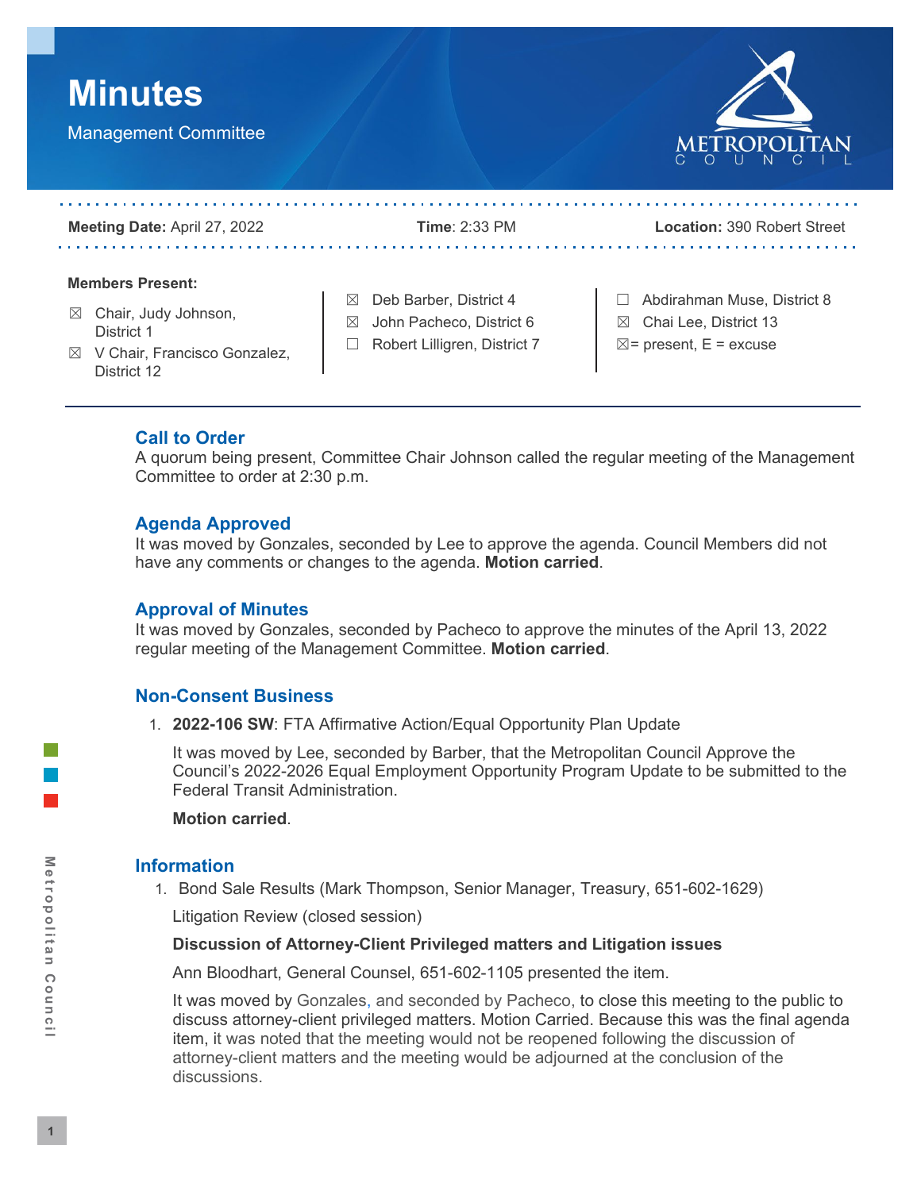# Minutes

Management Committee

**Meeting Date:** April 27, 2022 **Time**: 2:33 PM **Location:** 390 Robert Street

**Members Present:**

- ☒ Chair, Judy Johnson, District 1
- ☒ V Chair, Francisco Gonzalez, District 12
- ☒ Deb Barber, District 4
- ☒ John Pacheco, District 6
- ☐ Robert Lilligren, District 7
- ☐ Abdirahman Muse, District 8
- ☒ Chai Lee, District 13

☒= present, E = excuse

## Call to Order

A quorum being present, Committee Chair Johnson called the regular meeting of the Management Committee to order at 2:30 p.m.

## Agenda Approved

It was moved by Gonzales, seconded by Lee to approve the agenda. Council Members did not have any comments or changes to the agenda. **Motion carried**.

## Approval of Minutes

It was moved by Gonzales, seconded by Pacheco to approve the minutes of the April 13, 2022 regular meeting of the Management Committee. **Motion carried**.

## Non-Consent Business

1. **2022-106 SW**: FTA Affirmative Action/Equal Opportunity Plan Update

   It was moved by Lee, seconded by Barber, that the Metropolitan Council Approve the Council's 2022-2026 Equal Employment Opportunity Program Update to be submitted to the Federal Transit Administration.

   **Motion carried**.

## Information

1. Bond Sale Results (Mark Thompson, Senior Manager, Treasury, 651-602-1629)

   Litigation Review (closed session)

   **Discussion of Attorney-Client Privileged matters and Litigation issues**

   Ann Bloodhart, General Counsel, 651-602-1105 presented the item.

   It was moved by Gonzales, and seconded by Pacheco, to close this meeting to the public to discuss attorney-client privileged matters. Motion Carried. Because this was the final agenda item, it was noted that the meeting would not be reopened following the discussion of attorney-client matters and the meeting would be adjourned at the conclusion of the discussions.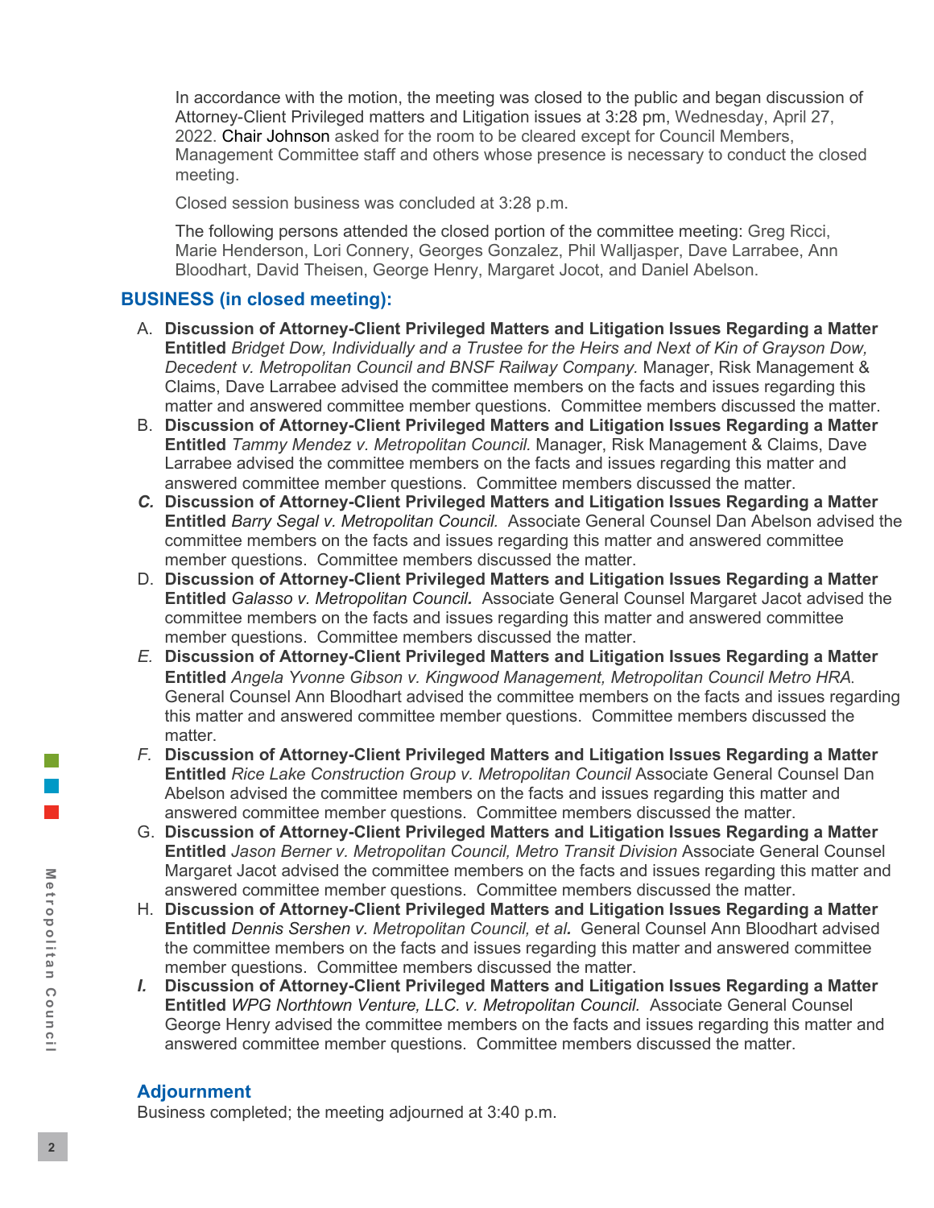In accordance with the motion, the meeting was closed to the public and began discussion of Attorney-Client Privileged matters and Litigation issues at 3:28 pm, Wednesday, April 27, 2022. Chair Johnson asked for the room to be cleared except for Council Members, Management Committee staff and others whose presence is necessary to conduct the closed meeting.

Closed session business was concluded at 3:28 p.m.

The following persons attended the closed portion of the committee meeting: Greg Ricci, Marie Henderson, Lori Connery, Georges Gonzalez, Phil Walljasper, Dave Larrabee, Ann Bloodhart, David Theisen, George Henry, Margaret Jocot, and Daniel Abelson.

## BUSINESS (in closed meeting):

A. **Discussion of Attorney-Client Privileged Matters and Litigation Issues Regarding a Matter Entitled** *Bridget Dow, Individually and a Trustee for the Heirs and Next of Kin of Grayson Dow, Decedent v. Metropolitan Council and BNSF Railway Company.* Manager, Risk Management & Claims, Dave Larrabee advised the committee members on the facts and issues regarding this matter and answered committee member questions. Committee members discussed the matter.

B. **Discussion of Attorney-Client Privileged Matters and Litigation Issues Regarding a Matter Entitled** *Tammy Mendez v. Metropolitan Council.* Manager, Risk Management & Claims, Dave Larrabee advised the committee members on the facts and issues regarding this matter and answered committee member questions. Committee members discussed the matter.

C. **Discussion of Attorney-Client Privileged Matters and Litigation Issues Regarding a Matter Entitled** *Barry Segal v. Metropolitan Council.* Associate General Counsel Dan Abelson advised the committee members on the facts and issues regarding this matter and answered committee member questions. Committee members discussed the matter.

D. **Discussion of Attorney-Client Privileged Matters and Litigation Issues Regarding a Matter Entitled** *Galasso v. Metropolitan Council.* Associate General Counsel Margaret Jacot advised the committee members on the facts and issues regarding this matter and answered committee member questions. Committee members discussed the matter.

E. **Discussion of Attorney-Client Privileged Matters and Litigation Issues Regarding a Matter Entitled** *Angela Yvonne Gibson v. Kingwood Management, Metropolitan Council Metro HRA.* General Counsel Ann Bloodhart advised the committee members on the facts and issues regarding this matter and answered committee member questions. Committee members discussed the matter.

F. **Discussion of Attorney-Client Privileged Matters and Litigation Issues Regarding a Matter Entitled** *Rice Lake Construction Group v. Metropolitan Council* Associate General Counsel Dan Abelson advised the committee members on the facts and issues regarding this matter and answered committee member questions. Committee members discussed the matter.

G. **Discussion of Attorney-Client Privileged Matters and Litigation Issues Regarding a Matter Entitled** *Jason Berner v. Metropolitan Council, Metro Transit Division* Associate General Counsel Margaret Jacot advised the committee members on the facts and issues regarding this matter and answered committee member questions. Committee members discussed the matter.

H. **Discussion of Attorney-Client Privileged Matters and Litigation Issues Regarding a Matter Entitled** *Dennis Sershen v. Metropolitan Council, et al.* General Counsel Ann Bloodhart advised the committee members on the facts and issues regarding this matter and answered committee member questions. Committee members discussed the matter.

I. **Discussion of Attorney-Client Privileged Matters and Litigation Issues Regarding a Matter Entitled** *WPG Northtown Venture, LLC. v. Metropolitan Council.* Associate General Counsel George Henry advised the committee members on the facts and issues regarding this matter and answered committee member questions. Committee members discussed the matter.

## Adjournment

Business completed; the meeting adjourned at 3:40 p.m.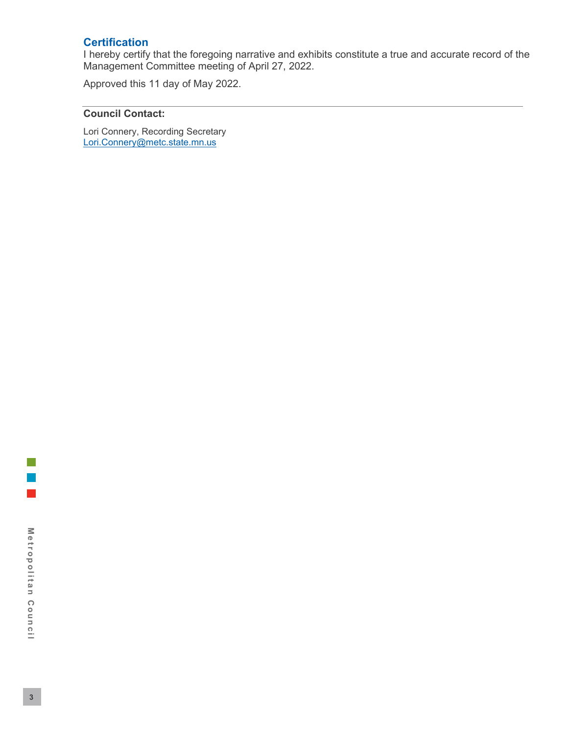## Certification

I hereby certify that the foregoing narrative and exhibits constitute a true and accurate record of the Management Committee meeting of April 27, 2022.

Approved this 11 day of May 2022.

---

**Council Contact:**

Lori Connery, Recording Secretary
Lori.Connery@metc.state.mn.us